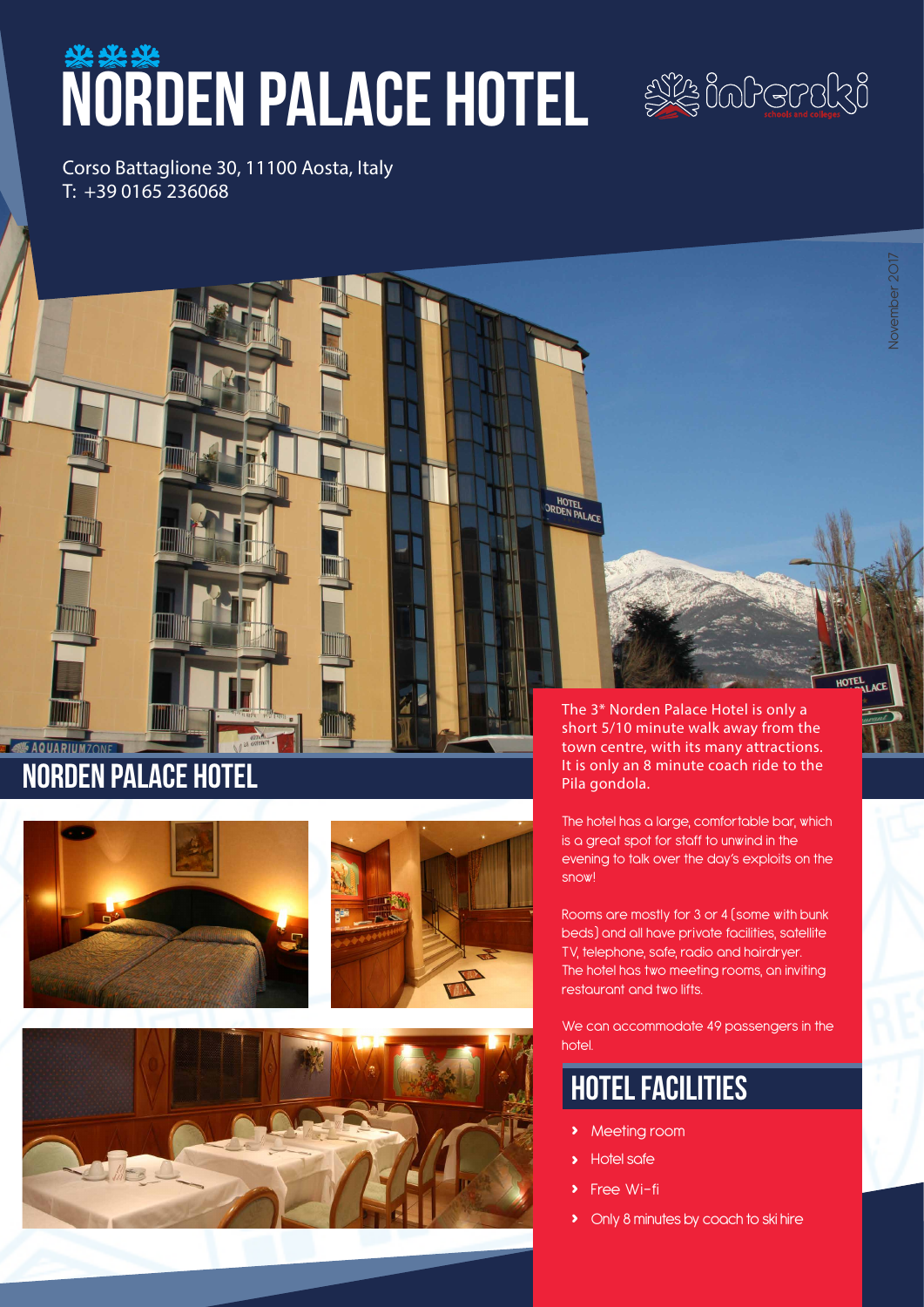# NORDEN PALACE HOTEL

Corso Battaglione 30, 11100 Aosta, Italy
T: +39 0165 236068

November 2017

## NORDEN PALACE HOTEL

The 3* Norden Palace Hotel is only a short 5/10 minute walk away from the town centre, with its many attractions. It is only an 8 minute coach ride to the Pila gondola.

The hotel has a large, comfortable bar, which is a great spot for staff to unwind in the evening to talk over the day's exploits on the snow!

Rooms are mostly for 3 or 4 (some with bunk beds) and all have private facilities, satellite TV, telephone, safe, radio and hairdryer. The hotel has two meeting rooms, an inviting restaurant and two lifts.

We can accommodate 49 passengers in the hotel.

## HOTEL FACILITIES

- Meeting room
- Hotel safe
- Free Wi-fi
- Only 8 minutes by coach to ski hire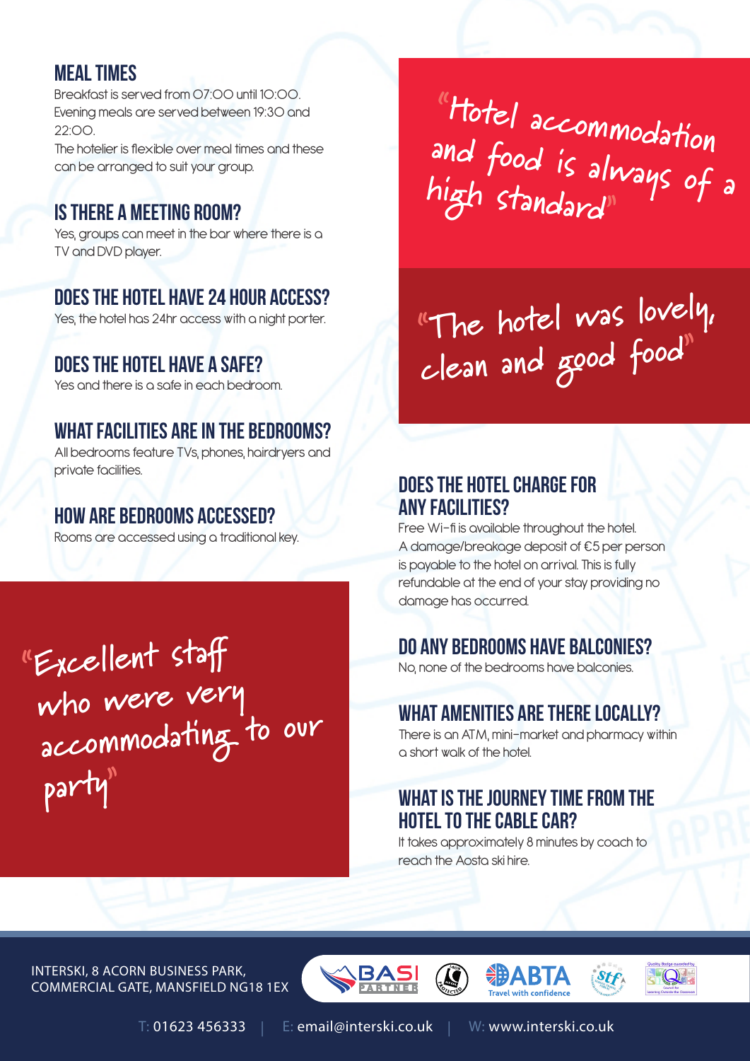## MEAL TIMES

Breakfast is served from 07:00 until 10:00.
Evening meals are served between 19:30 and 22:00.
The hotelier is flexible over meal times and these can be arranged to suit your group.

## IS THERE A MEETING ROOM?

Yes, groups can meet in the bar where there is a TV and DVD player.

## DOES THE HOTEL HAVE 24 HOUR ACCESS?

Yes, the hotel has 24hr access with a night porter.

## DOES THE HOTEL HAVE A SAFE?

Yes and there is a safe in each bedroom.

## WHAT FACILITIES ARE IN THE BEDROOMS?

All bedrooms feature TVs, phones, hairdryers and private facilities.

## HOW ARE BEDROOMS ACCESSED?

Rooms are accessed using a traditional key.

"Excellent staff who were very accommodating to our party"

"Hotel accommodation and food is always of a high standard"

"The hotel was lovely, clean and good food"

## DOES THE HOTEL CHARGE FOR ANY FACILITIES?

Free Wi-fi is available throughout the hotel.
A damage/breakage deposit of €5 per person is payable to the hotel on arrival. This is fully refundable at the end of your stay providing no damage has occurred.

## DO ANY BEDROOMS HAVE BALCONIES?

No, none of the bedrooms have balconies.

## WHAT AMENITIES ARE THERE LOCALLY?

There is an ATM, mini-market and pharmacy within a short walk of the hotel.

## WHAT IS THE JOURNEY TIME FROM THE HOTEL TO THE CABLE CAR?

It takes approximately 8 minutes by coach to reach the Aosta ski hire.

INTERSKI, 8 ACORN BUSINESS PARK, COMMERCIAL GATE, MANSFIELD NG18 1EX

T: 01623 456333 | E: email@interski.co.uk | W: www.interski.co.uk